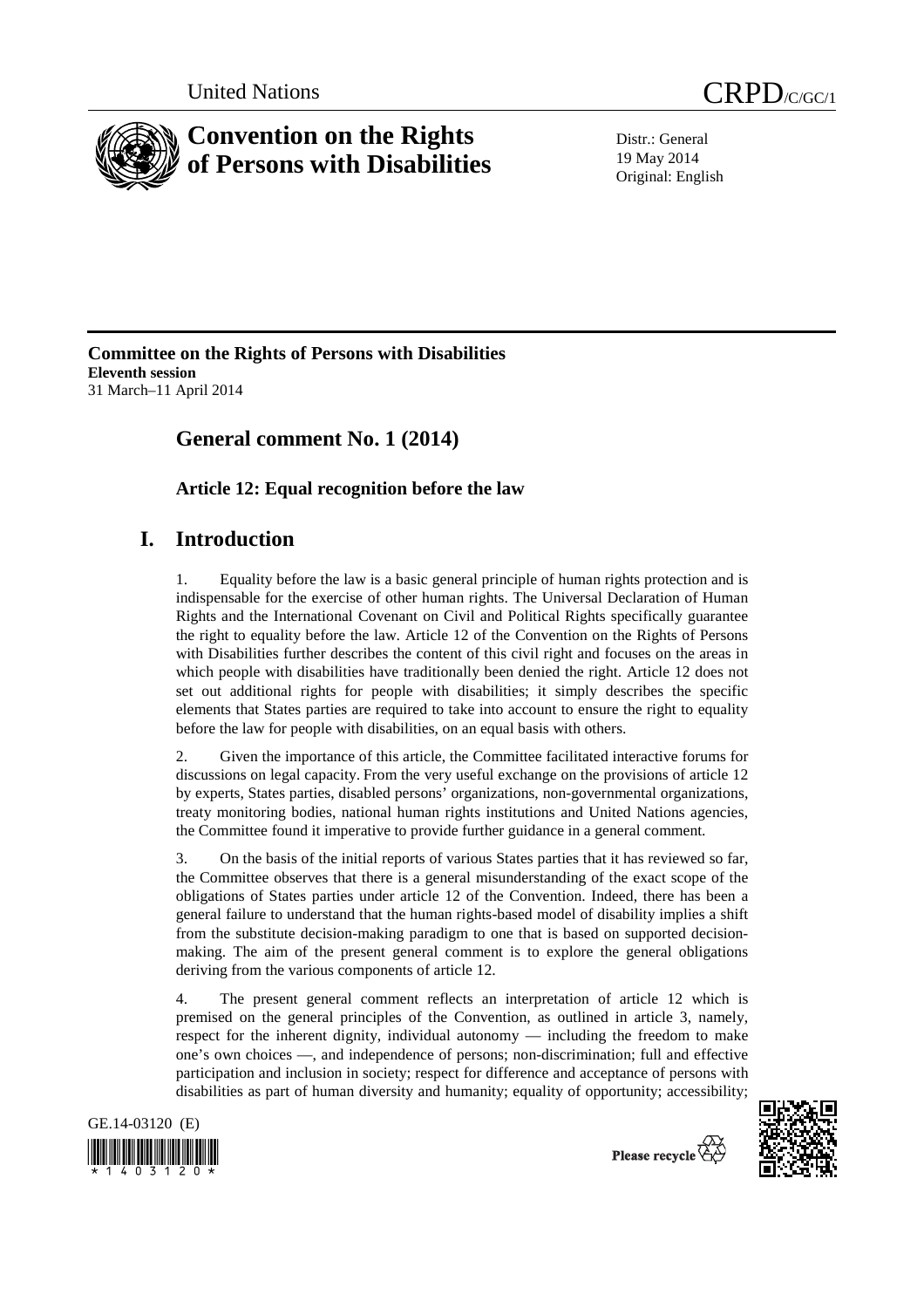United Nations

CRPD/C/GC/1

# Convention on the Rights of Persons with Disabilities

Distr.: General
19 May 2014
Original: English

**Committee on the Rights of Persons with Disabilities**
**Eleventh session**
31 March–11 April 2014

## General comment No. 1 (2014)

### Article 12: Equal recognition before the law

## I. Introduction

1. Equality before the law is a basic general principle of human rights protection and is indispensable for the exercise of other human rights. The Universal Declaration of Human Rights and the International Covenant on Civil and Political Rights specifically guarantee the right to equality before the law. Article 12 of the Convention on the Rights of Persons with Disabilities further describes the content of this civil right and focuses on the areas in which people with disabilities have traditionally been denied the right. Article 12 does not set out additional rights for people with disabilities; it simply describes the specific elements that States parties are required to take into account to ensure the right to equality before the law for people with disabilities, on an equal basis with others.

2. Given the importance of this article, the Committee facilitated interactive forums for discussions on legal capacity. From the very useful exchange on the provisions of article 12 by experts, States parties, disabled persons' organizations, non-governmental organizations, treaty monitoring bodies, national human rights institutions and United Nations agencies, the Committee found it imperative to provide further guidance in a general comment.

3. On the basis of the initial reports of various States parties that it has reviewed so far, the Committee observes that there is a general misunderstanding of the exact scope of the obligations of States parties under article 12 of the Convention. Indeed, there has been a general failure to understand that the human rights-based model of disability implies a shift from the substitute decision-making paradigm to one that is based on supported decision-making. The aim of the present general comment is to explore the general obligations deriving from the various components of article 12.

4. The present general comment reflects an interpretation of article 12 which is premised on the general principles of the Convention, as outlined in article 3, namely, respect for the inherent dignity, individual autonomy — including the freedom to make one's own choices —, and independence of persons; non-discrimination; full and effective participation and inclusion in society; respect for difference and acceptance of persons with disabilities as part of human diversity and humanity; equality of opportunity; accessibility;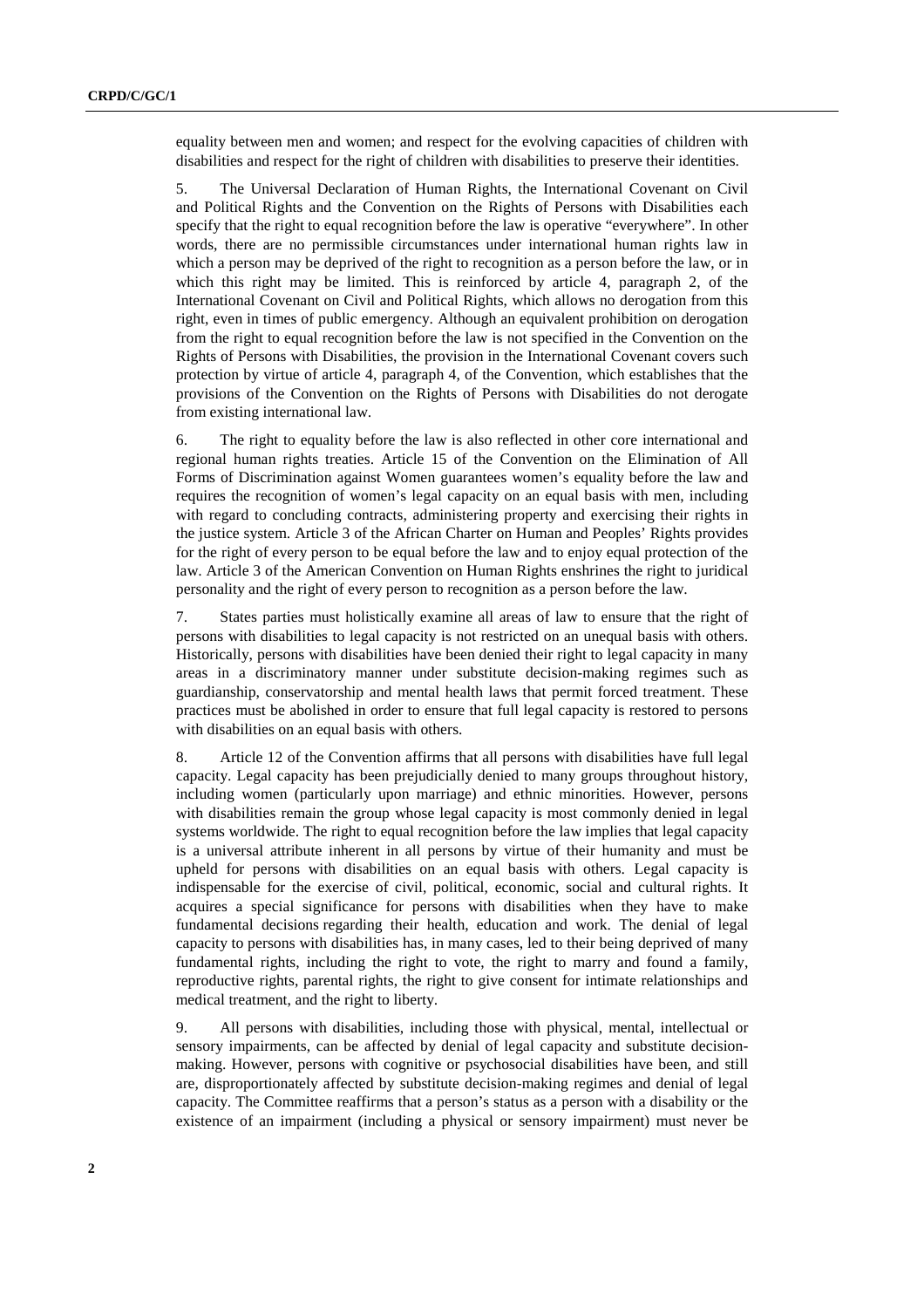equality between men and women; and respect for the evolving capacities of children with disabilities and respect for the right of children with disabilities to preserve their identities.

5. The Universal Declaration of Human Rights, the International Covenant on Civil and Political Rights and the Convention on the Rights of Persons with Disabilities each specify that the right to equal recognition before the law is operative "everywhere". In other words, there are no permissible circumstances under international human rights law in which a person may be deprived of the right to recognition as a person before the law, or in which this right may be limited. This is reinforced by article 4, paragraph 2, of the International Covenant on Civil and Political Rights, which allows no derogation from this right, even in times of public emergency. Although an equivalent prohibition on derogation from the right to equal recognition before the law is not specified in the Convention on the Rights of Persons with Disabilities, the provision in the International Covenant covers such protection by virtue of article 4, paragraph 4, of the Convention, which establishes that the provisions of the Convention on the Rights of Persons with Disabilities do not derogate from existing international law.

6. The right to equality before the law is also reflected in other core international and regional human rights treaties. Article 15 of the Convention on the Elimination of All Forms of Discrimination against Women guarantees women's equality before the law and requires the recognition of women's legal capacity on an equal basis with men, including with regard to concluding contracts, administering property and exercising their rights in the justice system. Article 3 of the African Charter on Human and Peoples' Rights provides for the right of every person to be equal before the law and to enjoy equal protection of the law. Article 3 of the American Convention on Human Rights enshrines the right to juridical personality and the right of every person to recognition as a person before the law.

7. States parties must holistically examine all areas of law to ensure that the right of persons with disabilities to legal capacity is not restricted on an unequal basis with others. Historically, persons with disabilities have been denied their right to legal capacity in many areas in a discriminatory manner under substitute decision-making regimes such as guardianship, conservatorship and mental health laws that permit forced treatment. These practices must be abolished in order to ensure that full legal capacity is restored to persons with disabilities on an equal basis with others.

8. Article 12 of the Convention affirms that all persons with disabilities have full legal capacity. Legal capacity has been prejudicially denied to many groups throughout history, including women (particularly upon marriage) and ethnic minorities. However, persons with disabilities remain the group whose legal capacity is most commonly denied in legal systems worldwide. The right to equal recognition before the law implies that legal capacity is a universal attribute inherent in all persons by virtue of their humanity and must be upheld for persons with disabilities on an equal basis with others. Legal capacity is indispensable for the exercise of civil, political, economic, social and cultural rights. It acquires a special significance for persons with disabilities when they have to make fundamental decisions regarding their health, education and work. The denial of legal capacity to persons with disabilities has, in many cases, led to their being deprived of many fundamental rights, including the right to vote, the right to marry and found a family, reproductive rights, parental rights, the right to give consent for intimate relationships and medical treatment, and the right to liberty.

9. All persons with disabilities, including those with physical, mental, intellectual or sensory impairments, can be affected by denial of legal capacity and substitute decision-making. However, persons with cognitive or psychosocial disabilities have been, and still are, disproportionately affected by substitute decision-making regimes and denial of legal capacity. The Committee reaffirms that a person's status as a person with a disability or the existence of an impairment (including a physical or sensory impairment) must never be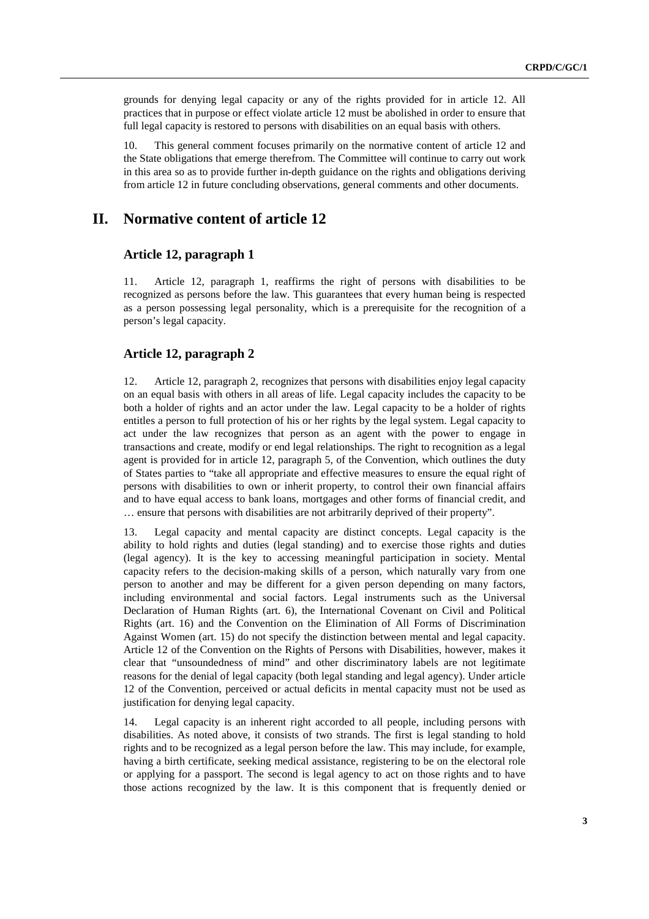grounds for denying legal capacity or any of the rights provided for in article 12. All practices that in purpose or effect violate article 12 must be abolished in order to ensure that full legal capacity is restored to persons with disabilities on an equal basis with others.

10. This general comment focuses primarily on the normative content of article 12 and the State obligations that emerge therefrom. The Committee will continue to carry out work in this area so as to provide further in-depth guidance on the rights and obligations deriving from article 12 in future concluding observations, general comments and other documents.

# II. Normative content of article 12

## Article 12, paragraph 1

11. Article 12, paragraph 1, reaffirms the right of persons with disabilities to be recognized as persons before the law. This guarantees that every human being is respected as a person possessing legal personality, which is a prerequisite for the recognition of a person's legal capacity.

## Article 12, paragraph 2

12. Article 12, paragraph 2, recognizes that persons with disabilities enjoy legal capacity on an equal basis with others in all areas of life. Legal capacity includes the capacity to be both a holder of rights and an actor under the law. Legal capacity to be a holder of rights entitles a person to full protection of his or her rights by the legal system. Legal capacity to act under the law recognizes that person as an agent with the power to engage in transactions and create, modify or end legal relationships. The right to recognition as a legal agent is provided for in article 12, paragraph 5, of the Convention, which outlines the duty of States parties to "take all appropriate and effective measures to ensure the equal right of persons with disabilities to own or inherit property, to control their own financial affairs and to have equal access to bank loans, mortgages and other forms of financial credit, and … ensure that persons with disabilities are not arbitrarily deprived of their property".

13. Legal capacity and mental capacity are distinct concepts. Legal capacity is the ability to hold rights and duties (legal standing) and to exercise those rights and duties (legal agency). It is the key to accessing meaningful participation in society. Mental capacity refers to the decision-making skills of a person, which naturally vary from one person to another and may be different for a given person depending on many factors, including environmental and social factors. Legal instruments such as the Universal Declaration of Human Rights (art. 6), the International Covenant on Civil and Political Rights (art. 16) and the Convention on the Elimination of All Forms of Discrimination Against Women (art. 15) do not specify the distinction between mental and legal capacity. Article 12 of the Convention on the Rights of Persons with Disabilities, however, makes it clear that "unsoundedness of mind" and other discriminatory labels are not legitimate reasons for the denial of legal capacity (both legal standing and legal agency). Under article 12 of the Convention, perceived or actual deficits in mental capacity must not be used as justification for denying legal capacity.

14. Legal capacity is an inherent right accorded to all people, including persons with disabilities. As noted above, it consists of two strands. The first is legal standing to hold rights and to be recognized as a legal person before the law. This may include, for example, having a birth certificate, seeking medical assistance, registering to be on the electoral role or applying for a passport. The second is legal agency to act on those rights and to have those actions recognized by the law. It is this component that is frequently denied or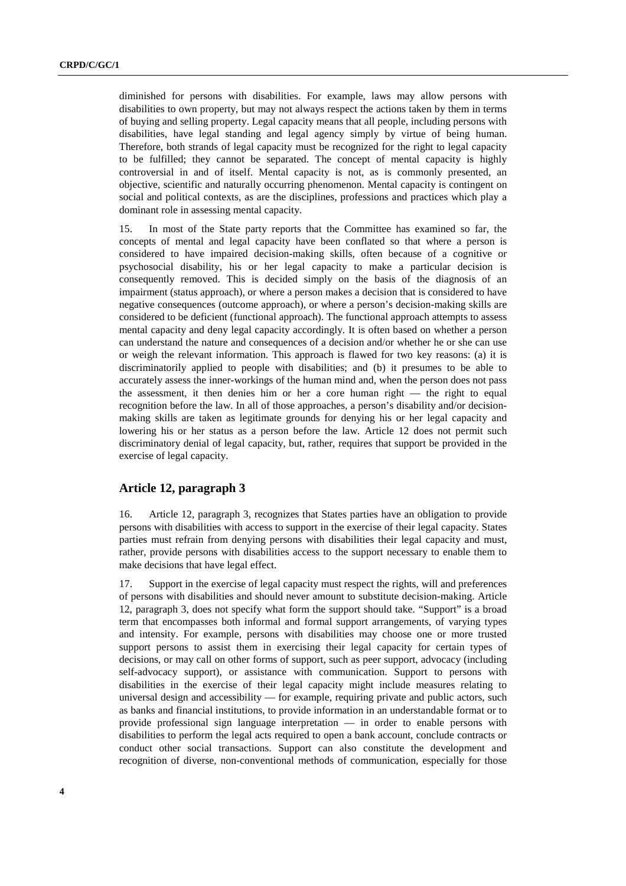diminished for persons with disabilities. For example, laws may allow persons with disabilities to own property, but may not always respect the actions taken by them in terms of buying and selling property. Legal capacity means that all people, including persons with disabilities, have legal standing and legal agency simply by virtue of being human. Therefore, both strands of legal capacity must be recognized for the right to legal capacity to be fulfilled; they cannot be separated. The concept of mental capacity is highly controversial in and of itself. Mental capacity is not, as is commonly presented, an objective, scientific and naturally occurring phenomenon. Mental capacity is contingent on social and political contexts, as are the disciplines, professions and practices which play a dominant role in assessing mental capacity.

15. In most of the State party reports that the Committee has examined so far, the concepts of mental and legal capacity have been conflated so that where a person is considered to have impaired decision-making skills, often because of a cognitive or psychosocial disability, his or her legal capacity to make a particular decision is consequently removed. This is decided simply on the basis of the diagnosis of an impairment (status approach), or where a person makes a decision that is considered to have negative consequences (outcome approach), or where a person's decision-making skills are considered to be deficient (functional approach). The functional approach attempts to assess mental capacity and deny legal capacity accordingly. It is often based on whether a person can understand the nature and consequences of a decision and/or whether he or she can use or weigh the relevant information. This approach is flawed for two key reasons: (a) it is discriminatorily applied to people with disabilities; and (b) it presumes to be able to accurately assess the inner-workings of the human mind and, when the person does not pass the assessment, it then denies him or her a core human right — the right to equal recognition before the law. In all of those approaches, a person's disability and/or decision-making skills are taken as legitimate grounds for denying his or her legal capacity and lowering his or her status as a person before the law. Article 12 does not permit such discriminatory denial of legal capacity, but, rather, requires that support be provided in the exercise of legal capacity.

## Article 12, paragraph 3

16. Article 12, paragraph 3, recognizes that States parties have an obligation to provide persons with disabilities with access to support in the exercise of their legal capacity. States parties must refrain from denying persons with disabilities their legal capacity and must, rather, provide persons with disabilities access to the support necessary to enable them to make decisions that have legal effect.

17. Support in the exercise of legal capacity must respect the rights, will and preferences of persons with disabilities and should never amount to substitute decision-making. Article 12, paragraph 3, does not specify what form the support should take. "Support" is a broad term that encompasses both informal and formal support arrangements, of varying types and intensity. For example, persons with disabilities may choose one or more trusted support persons to assist them in exercising their legal capacity for certain types of decisions, or may call on other forms of support, such as peer support, advocacy (including self-advocacy support), or assistance with communication. Support to persons with disabilities in the exercise of their legal capacity might include measures relating to universal design and accessibility — for example, requiring private and public actors, such as banks and financial institutions, to provide information in an understandable format or to provide professional sign language interpretation — in order to enable persons with disabilities to perform the legal acts required to open a bank account, conclude contracts or conduct other social transactions. Support can also constitute the development and recognition of diverse, non-conventional methods of communication, especially for those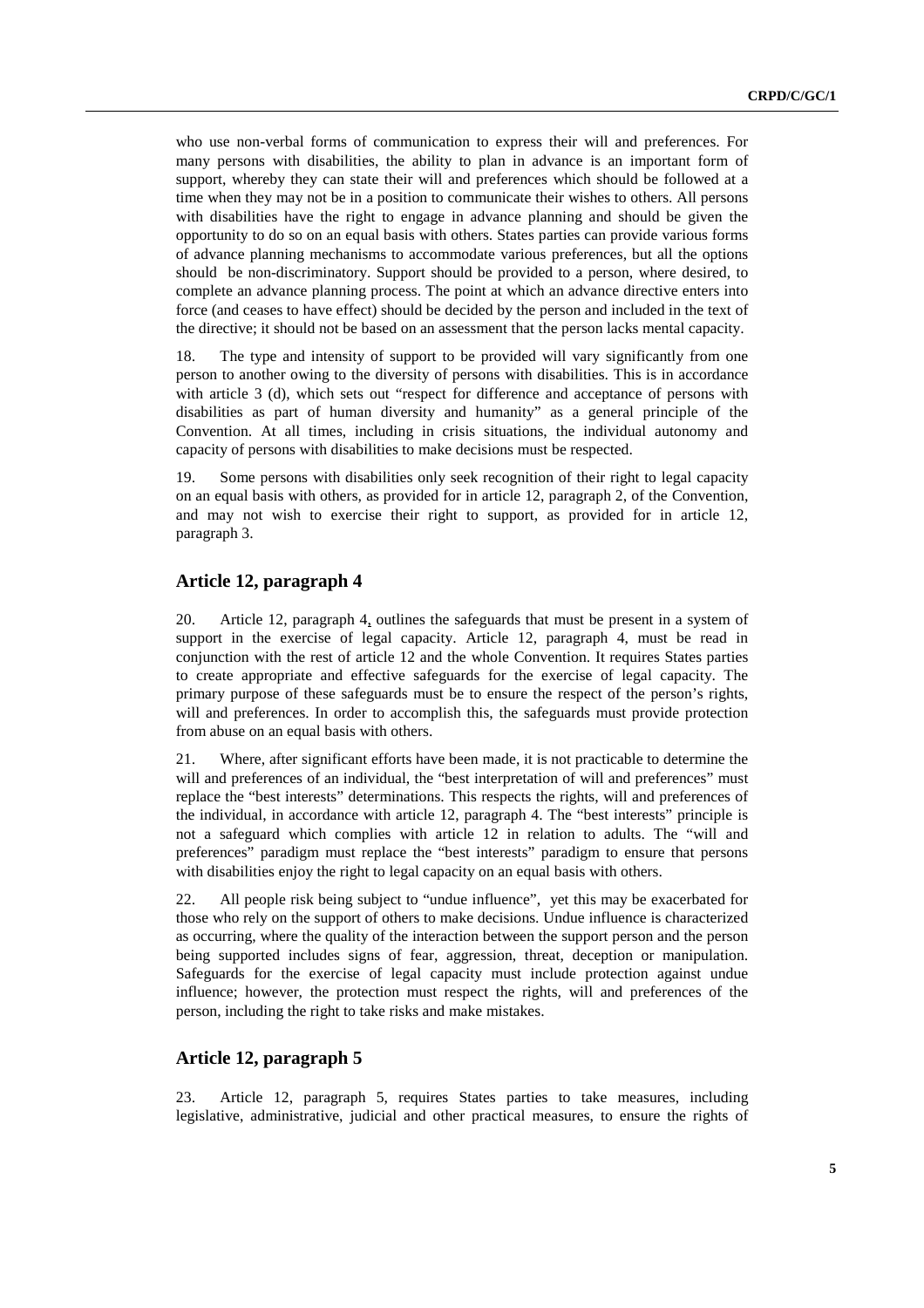who use non-verbal forms of communication to express their will and preferences. For many persons with disabilities, the ability to plan in advance is an important form of support, whereby they can state their will and preferences which should be followed at a time when they may not be in a position to communicate their wishes to others. All persons with disabilities have the right to engage in advance planning and should be given the opportunity to do so on an equal basis with others. States parties can provide various forms of advance planning mechanisms to accommodate various preferences, but all the options should be non-discriminatory. Support should be provided to a person, where desired, to complete an advance planning process. The point at which an advance directive enters into force (and ceases to have effect) should be decided by the person and included in the text of the directive; it should not be based on an assessment that the person lacks mental capacity.

18. The type and intensity of support to be provided will vary significantly from one person to another owing to the diversity of persons with disabilities. This is in accordance with article 3 (d), which sets out "respect for difference and acceptance of persons with disabilities as part of human diversity and humanity" as a general principle of the Convention. At all times, including in crisis situations, the individual autonomy and capacity of persons with disabilities to make decisions must be respected.

19. Some persons with disabilities only seek recognition of their right to legal capacity on an equal basis with others, as provided for in article 12, paragraph 2, of the Convention, and may not wish to exercise their right to support, as provided for in article 12, paragraph 3.

## Article 12, paragraph 4

20. Article 12, paragraph 4, outlines the safeguards that must be present in a system of support in the exercise of legal capacity. Article 12, paragraph 4, must be read in conjunction with the rest of article 12 and the whole Convention. It requires States parties to create appropriate and effective safeguards for the exercise of legal capacity. The primary purpose of these safeguards must be to ensure the respect of the person's rights, will and preferences. In order to accomplish this, the safeguards must provide protection from abuse on an equal basis with others.

21. Where, after significant efforts have been made, it is not practicable to determine the will and preferences of an individual, the "best interpretation of will and preferences" must replace the "best interests" determinations. This respects the rights, will and preferences of the individual, in accordance with article 12, paragraph 4. The "best interests" principle is not a safeguard which complies with article 12 in relation to adults. The "will and preferences" paradigm must replace the "best interests" paradigm to ensure that persons with disabilities enjoy the right to legal capacity on an equal basis with others.

22. All people risk being subject to "undue influence", yet this may be exacerbated for those who rely on the support of others to make decisions. Undue influence is characterized as occurring, where the quality of the interaction between the support person and the person being supported includes signs of fear, aggression, threat, deception or manipulation. Safeguards for the exercise of legal capacity must include protection against undue influence; however, the protection must respect the rights, will and preferences of the person, including the right to take risks and make mistakes.

## Article 12, paragraph 5

23. Article 12, paragraph 5, requires States parties to take measures, including legislative, administrative, judicial and other practical measures, to ensure the rights of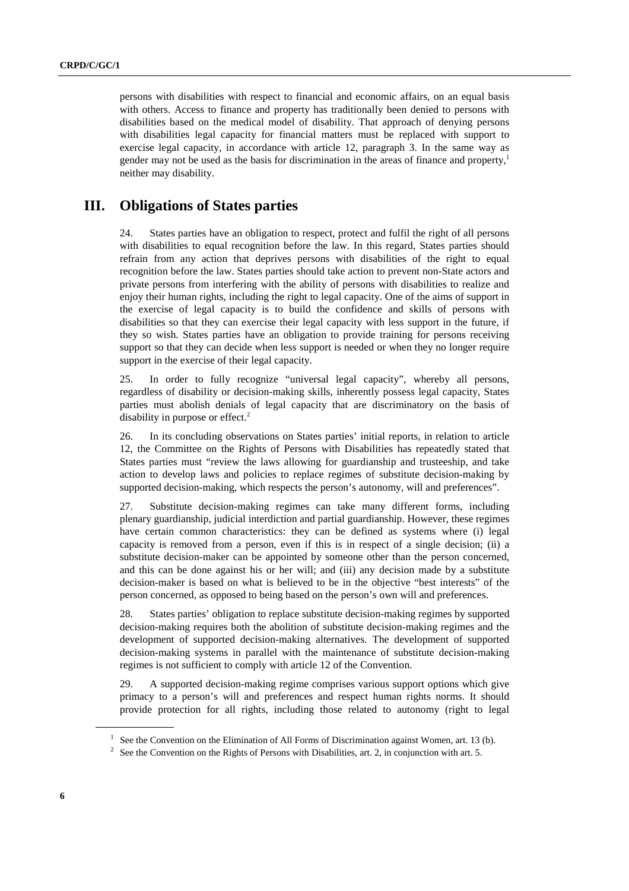persons with disabilities with respect to financial and economic affairs, on an equal basis with others. Access to finance and property has traditionally been denied to persons with disabilities based on the medical model of disability. That approach of denying persons with disabilities legal capacity for financial matters must be replaced with support to exercise legal capacity, in accordance with article 12, paragraph 3. In the same way as gender may not be used as the basis for discrimination in the areas of finance and property,[1] neither may disability.

## III. Obligations of States parties

24. States parties have an obligation to respect, protect and fulfil the right of all persons with disabilities to equal recognition before the law. In this regard, States parties should refrain from any action that deprives persons with disabilities of the right to equal recognition before the law. States parties should take action to prevent non-State actors and private persons from interfering with the ability of persons with disabilities to realize and enjoy their human rights, including the right to legal capacity. One of the aims of support in the exercise of legal capacity is to build the confidence and skills of persons with disabilities so that they can exercise their legal capacity with less support in the future, if they so wish. States parties have an obligation to provide training for persons receiving support so that they can decide when less support is needed or when they no longer require support in the exercise of their legal capacity.

25. In order to fully recognize "universal legal capacity", whereby all persons, regardless of disability or decision-making skills, inherently possess legal capacity, States parties must abolish denials of legal capacity that are discriminatory on the basis of disability in purpose or effect.[2]

26. In its concluding observations on States parties' initial reports, in relation to article 12, the Committee on the Rights of Persons with Disabilities has repeatedly stated that States parties must "review the laws allowing for guardianship and trusteeship, and take action to develop laws and policies to replace regimes of substitute decision-making by supported decision-making, which respects the person's autonomy, will and preferences".

27. Substitute decision-making regimes can take many different forms, including plenary guardianship, judicial interdiction and partial guardianship. However, these regimes have certain common characteristics: they can be defined as systems where (i) legal capacity is removed from a person, even if this is in respect of a single decision; (ii) a substitute decision-maker can be appointed by someone other than the person concerned, and this can be done against his or her will; and (iii) any decision made by a substitute decision-maker is based on what is believed to be in the objective "best interests" of the person concerned, as opposed to being based on the person's own will and preferences.

28. States parties' obligation to replace substitute decision-making regimes by supported decision-making requires both the abolition of substitute decision-making regimes and the development of supported decision-making alternatives. The development of supported decision-making systems in parallel with the maintenance of substitute decision-making regimes is not sufficient to comply with article 12 of the Convention.

29. A supported decision-making regime comprises various support options which give primacy to a person's will and preferences and respect human rights norms. It should provide protection for all rights, including those related to autonomy (right to legal

---

[1] See the Convention on the Elimination of All Forms of Discrimination against Women, art. 13 (b).

[2] See the Convention on the Rights of Persons with Disabilities, art. 2, in conjunction with art. 5.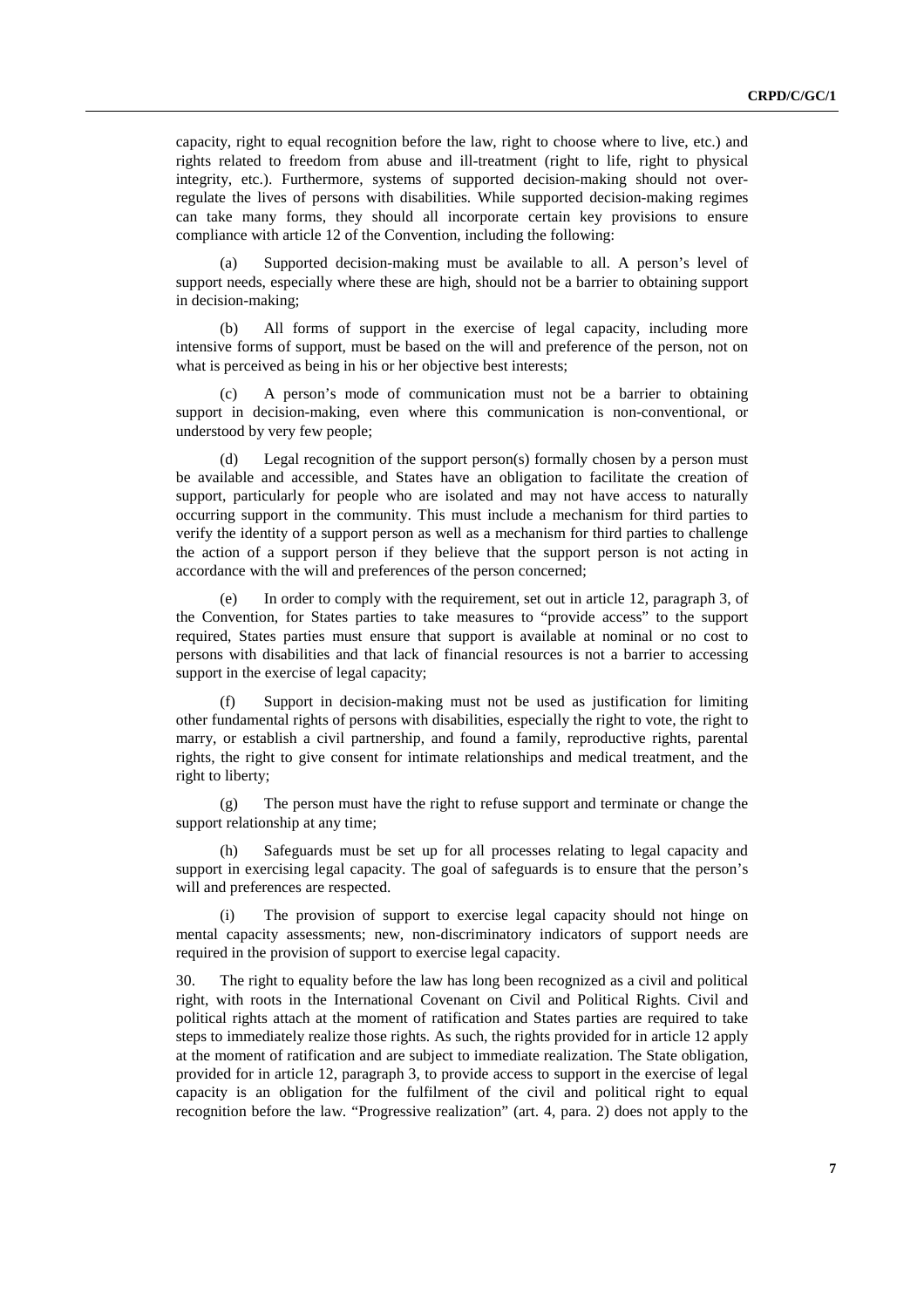capacity, right to equal recognition before the law, right to choose where to live, etc.) and rights related to freedom from abuse and ill-treatment (right to life, right to physical integrity, etc.). Furthermore, systems of supported decision-making should not over-regulate the lives of persons with disabilities. While supported decision-making regimes can take many forms, they should all incorporate certain key provisions to ensure compliance with article 12 of the Convention, including the following:

(a) Supported decision-making must be available to all. A person's level of support needs, especially where these are high, should not be a barrier to obtaining support in decision-making;

(b) All forms of support in the exercise of legal capacity, including more intensive forms of support, must be based on the will and preference of the person, not on what is perceived as being in his or her objective best interests;

(c) A person's mode of communication must not be a barrier to obtaining support in decision-making, even where this communication is non-conventional, or understood by very few people;

(d) Legal recognition of the support person(s) formally chosen by a person must be available and accessible, and States have an obligation to facilitate the creation of support, particularly for people who are isolated and may not have access to naturally occurring support in the community. This must include a mechanism for third parties to verify the identity of a support person as well as a mechanism for third parties to challenge the action of a support person if they believe that the support person is not acting in accordance with the will and preferences of the person concerned;

(e) In order to comply with the requirement, set out in article 12, paragraph 3, of the Convention, for States parties to take measures to "provide access" to the support required, States parties must ensure that support is available at nominal or no cost to persons with disabilities and that lack of financial resources is not a barrier to accessing support in the exercise of legal capacity;

(f) Support in decision-making must not be used as justification for limiting other fundamental rights of persons with disabilities, especially the right to vote, the right to marry, or establish a civil partnership, and found a family, reproductive rights, parental rights, the right to give consent for intimate relationships and medical treatment, and the right to liberty;

(g) The person must have the right to refuse support and terminate or change the support relationship at any time;

(h) Safeguards must be set up for all processes relating to legal capacity and support in exercising legal capacity. The goal of safeguards is to ensure that the person's will and preferences are respected.

(i) The provision of support to exercise legal capacity should not hinge on mental capacity assessments; new, non-discriminatory indicators of support needs are required in the provision of support to exercise legal capacity.

30. The right to equality before the law has long been recognized as a civil and political right, with roots in the International Covenant on Civil and Political Rights. Civil and political rights attach at the moment of ratification and States parties are required to take steps to immediately realize those rights. As such, the rights provided for in article 12 apply at the moment of ratification and are subject to immediate realization. The State obligation, provided for in article 12, paragraph 3, to provide access to support in the exercise of legal capacity is an obligation for the fulfilment of the civil and political right to equal recognition before the law. "Progressive realization" (art. 4, para. 2) does not apply to the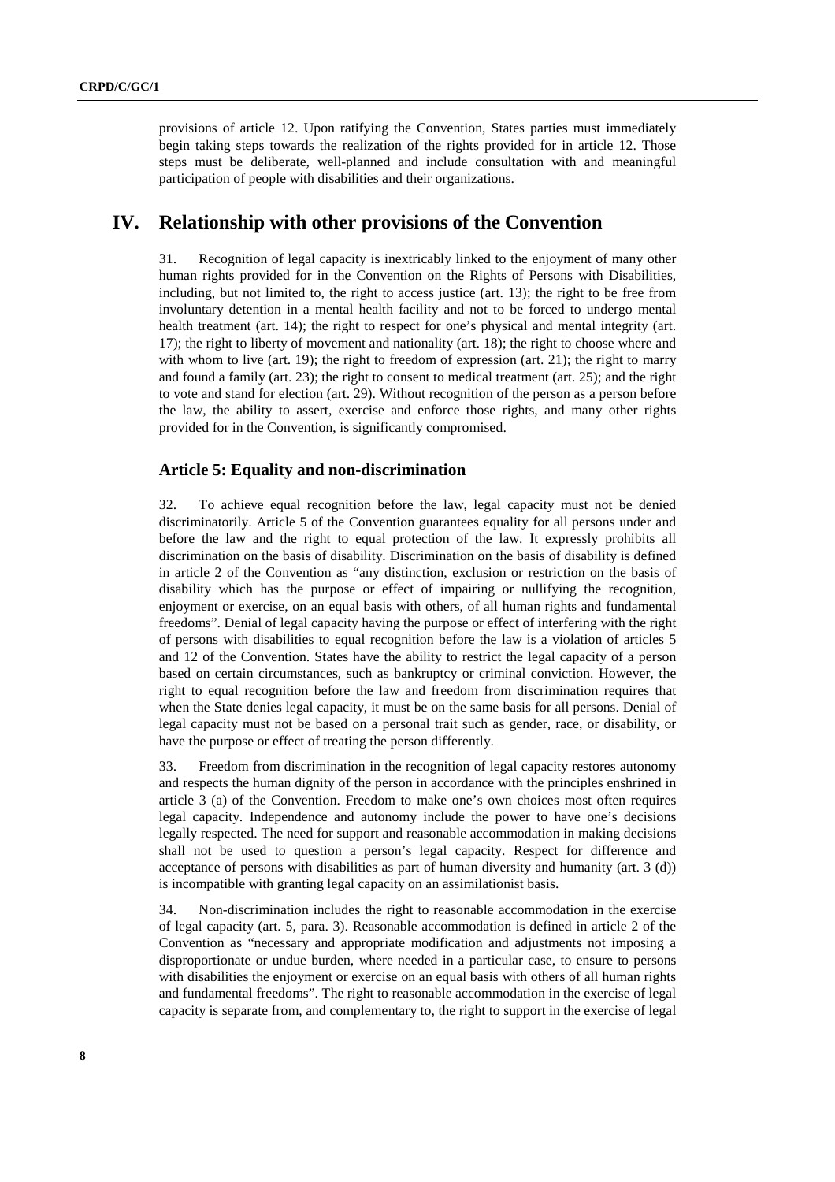provisions of article 12. Upon ratifying the Convention, States parties must immediately begin taking steps towards the realization of the rights provided for in article 12. Those steps must be deliberate, well-planned and include consultation with and meaningful participation of people with disabilities and their organizations.

# IV. Relationship with other provisions of the Convention

31. Recognition of legal capacity is inextricably linked to the enjoyment of many other human rights provided for in the Convention on the Rights of Persons with Disabilities, including, but not limited to, the right to access justice (art. 13); the right to be free from involuntary detention in a mental health facility and not to be forced to undergo mental health treatment (art. 14); the right to respect for one's physical and mental integrity (art. 17); the right to liberty of movement and nationality (art. 18); the right to choose where and with whom to live (art. 19); the right to freedom of expression (art. 21); the right to marry and found a family (art. 23); the right to consent to medical treatment (art. 25); and the right to vote and stand for election (art. 29). Without recognition of the person as a person before the law, the ability to assert, exercise and enforce those rights, and many other rights provided for in the Convention, is significantly compromised.

## Article 5: Equality and non-discrimination

32. To achieve equal recognition before the law, legal capacity must not be denied discriminatorily. Article 5 of the Convention guarantees equality for all persons under and before the law and the right to equal protection of the law. It expressly prohibits all discrimination on the basis of disability. Discrimination on the basis of disability is defined in article 2 of the Convention as "any distinction, exclusion or restriction on the basis of disability which has the purpose or effect of impairing or nullifying the recognition, enjoyment or exercise, on an equal basis with others, of all human rights and fundamental freedoms". Denial of legal capacity having the purpose or effect of interfering with the right of persons with disabilities to equal recognition before the law is a violation of articles 5 and 12 of the Convention. States have the ability to restrict the legal capacity of a person based on certain circumstances, such as bankruptcy or criminal conviction. However, the right to equal recognition before the law and freedom from discrimination requires that when the State denies legal capacity, it must be on the same basis for all persons. Denial of legal capacity must not be based on a personal trait such as gender, race, or disability, or have the purpose or effect of treating the person differently.

33. Freedom from discrimination in the recognition of legal capacity restores autonomy and respects the human dignity of the person in accordance with the principles enshrined in article 3 (a) of the Convention. Freedom to make one's own choices most often requires legal capacity. Independence and autonomy include the power to have one's decisions legally respected. The need for support and reasonable accommodation in making decisions shall not be used to question a person's legal capacity. Respect for difference and acceptance of persons with disabilities as part of human diversity and humanity (art. 3 (d)) is incompatible with granting legal capacity on an assimilationist basis.

34. Non-discrimination includes the right to reasonable accommodation in the exercise of legal capacity (art. 5, para. 3). Reasonable accommodation is defined in article 2 of the Convention as "necessary and appropriate modification and adjustments not imposing a disproportionate or undue burden, where needed in a particular case, to ensure to persons with disabilities the enjoyment or exercise on an equal basis with others of all human rights and fundamental freedoms". The right to reasonable accommodation in the exercise of legal capacity is separate from, and complementary to, the right to support in the exercise of legal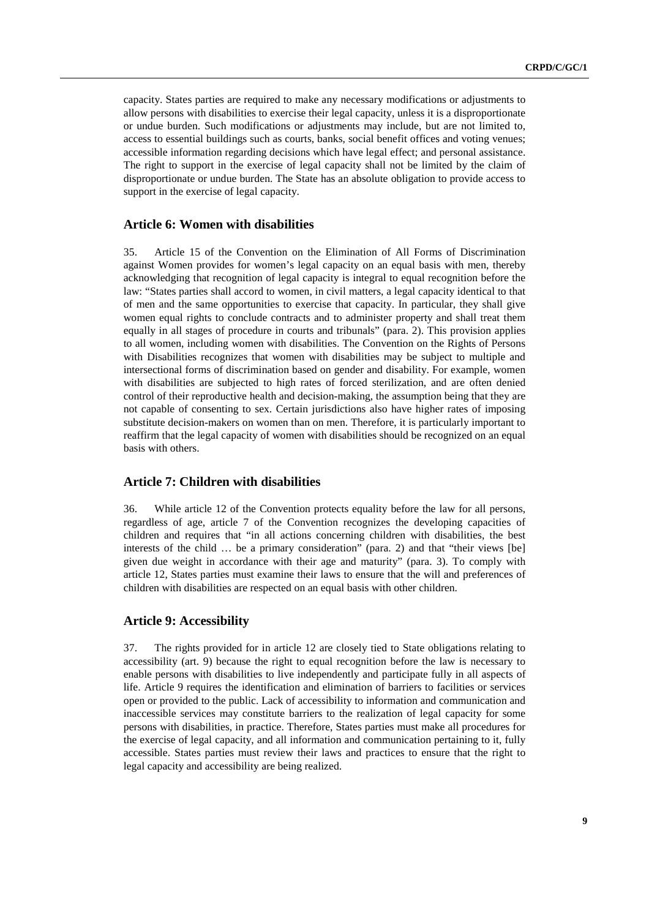capacity. States parties are required to make any necessary modifications or adjustments to allow persons with disabilities to exercise their legal capacity, unless it is a disproportionate or undue burden. Such modifications or adjustments may include, but are not limited to, access to essential buildings such as courts, banks, social benefit offices and voting venues; accessible information regarding decisions which have legal effect; and personal assistance. The right to support in the exercise of legal capacity shall not be limited by the claim of disproportionate or undue burden. The State has an absolute obligation to provide access to support in the exercise of legal capacity.

## Article 6: Women with disabilities

35. Article 15 of the Convention on the Elimination of All Forms of Discrimination against Women provides for women's legal capacity on an equal basis with men, thereby acknowledging that recognition of legal capacity is integral to equal recognition before the law: "States parties shall accord to women, in civil matters, a legal capacity identical to that of men and the same opportunities to exercise that capacity. In particular, they shall give women equal rights to conclude contracts and to administer property and shall treat them equally in all stages of procedure in courts and tribunals" (para. 2). This provision applies to all women, including women with disabilities. The Convention on the Rights of Persons with Disabilities recognizes that women with disabilities may be subject to multiple and intersectional forms of discrimination based on gender and disability. For example, women with disabilities are subjected to high rates of forced sterilization, and are often denied control of their reproductive health and decision-making, the assumption being that they are not capable of consenting to sex. Certain jurisdictions also have higher rates of imposing substitute decision-makers on women than on men. Therefore, it is particularly important to reaffirm that the legal capacity of women with disabilities should be recognized on an equal basis with others.

## Article 7: Children with disabilities

36. While article 12 of the Convention protects equality before the law for all persons, regardless of age, article 7 of the Convention recognizes the developing capacities of children and requires that "in all actions concerning children with disabilities, the best interests of the child … be a primary consideration" (para. 2) and that "their views [be] given due weight in accordance with their age and maturity" (para. 3). To comply with article 12, States parties must examine their laws to ensure that the will and preferences of children with disabilities are respected on an equal basis with other children.

## Article 9: Accessibility

37. The rights provided for in article 12 are closely tied to State obligations relating to accessibility (art. 9) because the right to equal recognition before the law is necessary to enable persons with disabilities to live independently and participate fully in all aspects of life. Article 9 requires the identification and elimination of barriers to facilities or services open or provided to the public. Lack of accessibility to information and communication and inaccessible services may constitute barriers to the realization of legal capacity for some persons with disabilities, in practice. Therefore, States parties must make all procedures for the exercise of legal capacity, and all information and communication pertaining to it, fully accessible. States parties must review their laws and practices to ensure that the right to legal capacity and accessibility are being realized.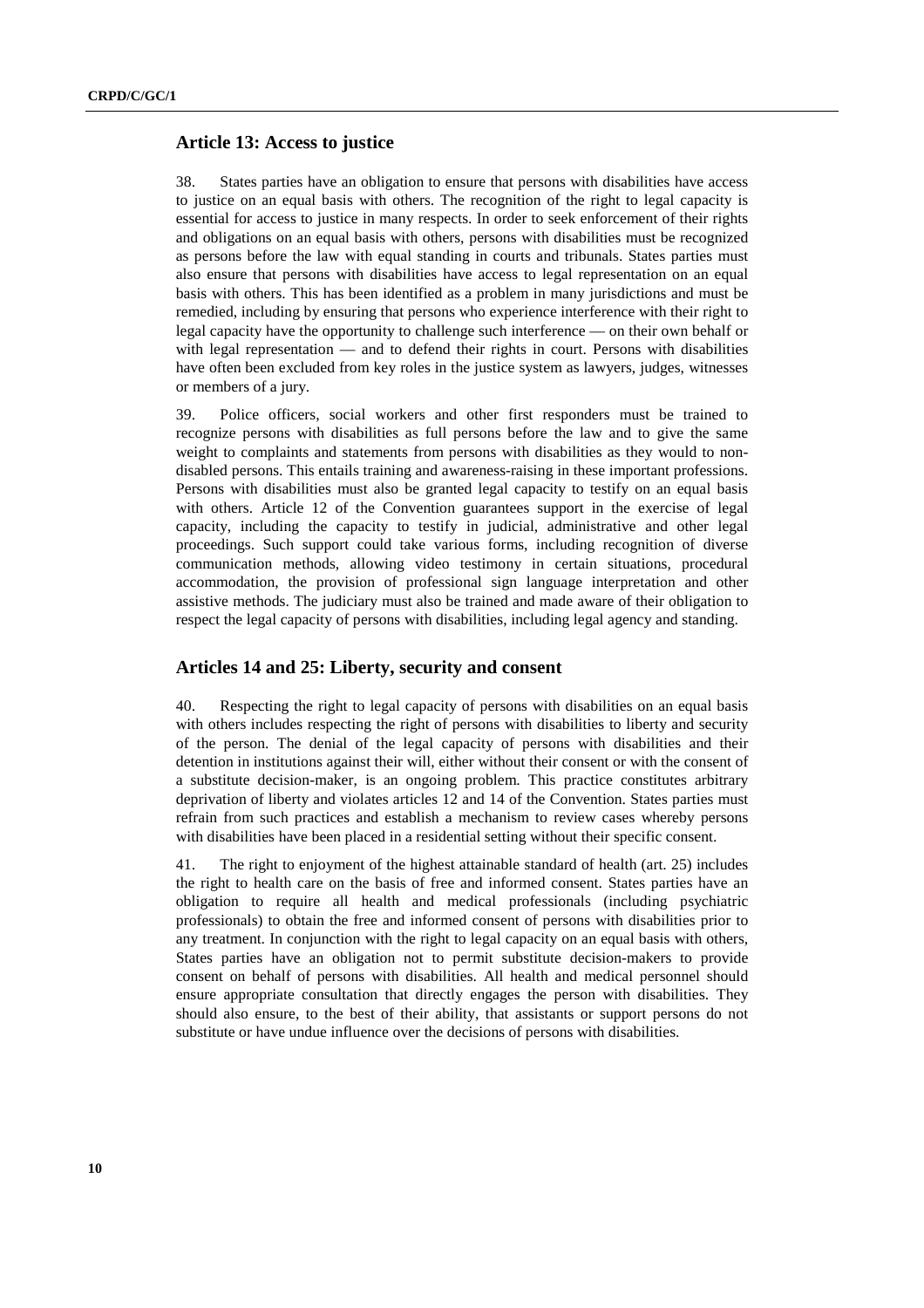## Article 13: Access to justice

38. States parties have an obligation to ensure that persons with disabilities have access to justice on an equal basis with others. The recognition of the right to legal capacity is essential for access to justice in many respects. In order to seek enforcement of their rights and obligations on an equal basis with others, persons with disabilities must be recognized as persons before the law with equal standing in courts and tribunals. States parties must also ensure that persons with disabilities have access to legal representation on an equal basis with others. This has been identified as a problem in many jurisdictions and must be remedied, including by ensuring that persons who experience interference with their right to legal capacity have the opportunity to challenge such interference — on their own behalf or with legal representation — and to defend their rights in court. Persons with disabilities have often been excluded from key roles in the justice system as lawyers, judges, witnesses or members of a jury.

39. Police officers, social workers and other first responders must be trained to recognize persons with disabilities as full persons before the law and to give the same weight to complaints and statements from persons with disabilities as they would to non-disabled persons. This entails training and awareness-raising in these important professions. Persons with disabilities must also be granted legal capacity to testify on an equal basis with others. Article 12 of the Convention guarantees support in the exercise of legal capacity, including the capacity to testify in judicial, administrative and other legal proceedings. Such support could take various forms, including recognition of diverse communication methods, allowing video testimony in certain situations, procedural accommodation, the provision of professional sign language interpretation and other assistive methods. The judiciary must also be trained and made aware of their obligation to respect the legal capacity of persons with disabilities, including legal agency and standing.

## Articles 14 and 25: Liberty, security and consent

40. Respecting the right to legal capacity of persons with disabilities on an equal basis with others includes respecting the right of persons with disabilities to liberty and security of the person. The denial of the legal capacity of persons with disabilities and their detention in institutions against their will, either without their consent or with the consent of a substitute decision-maker, is an ongoing problem. This practice constitutes arbitrary deprivation of liberty and violates articles 12 and 14 of the Convention. States parties must refrain from such practices and establish a mechanism to review cases whereby persons with disabilities have been placed in a residential setting without their specific consent.

41. The right to enjoyment of the highest attainable standard of health (art. 25) includes the right to health care on the basis of free and informed consent. States parties have an obligation to require all health and medical professionals (including psychiatric professionals) to obtain the free and informed consent of persons with disabilities prior to any treatment. In conjunction with the right to legal capacity on an equal basis with others, States parties have an obligation not to permit substitute decision-makers to provide consent on behalf of persons with disabilities. All health and medical personnel should ensure appropriate consultation that directly engages the person with disabilities. They should also ensure, to the best of their ability, that assistants or support persons do not substitute or have undue influence over the decisions of persons with disabilities.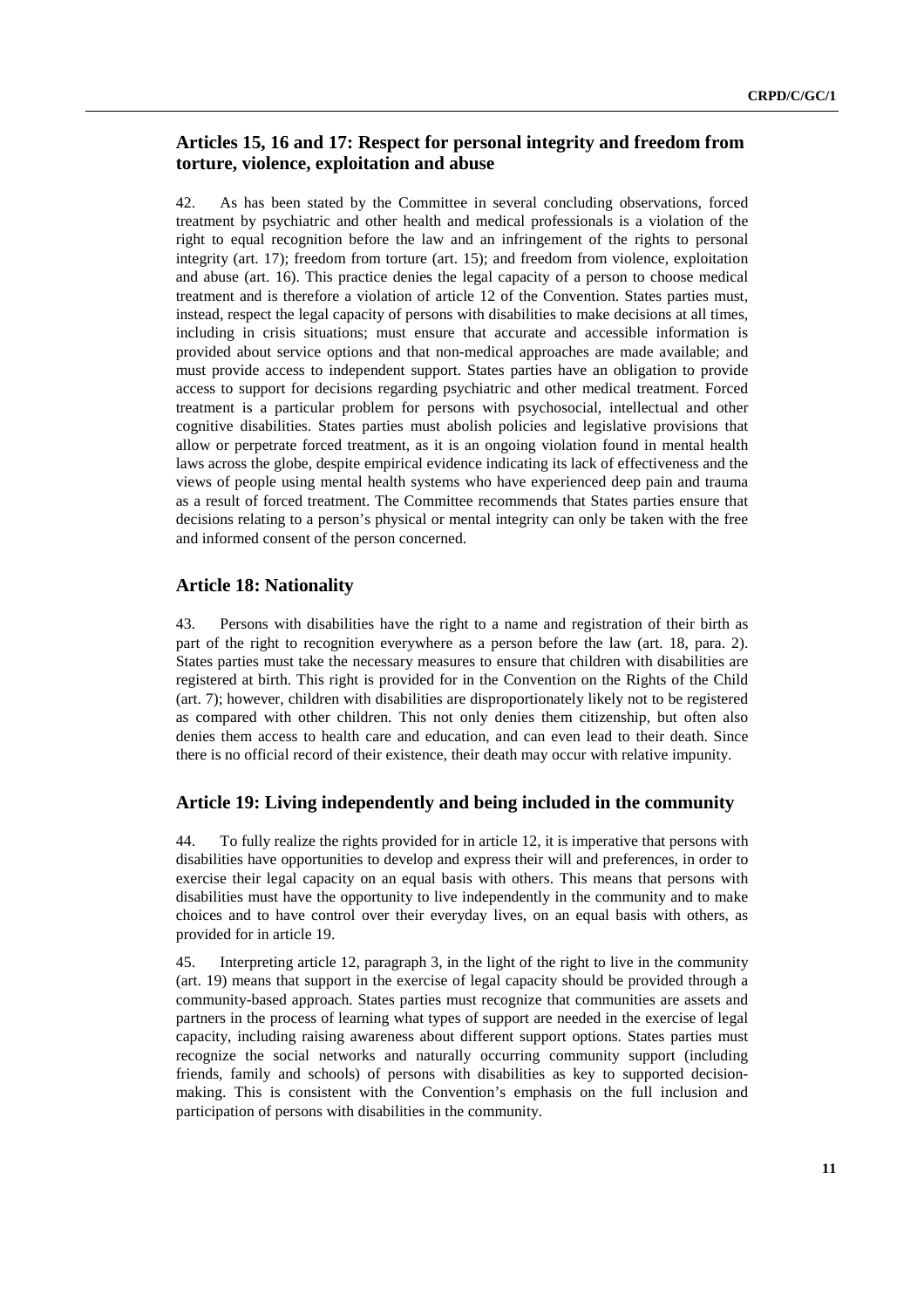## Articles 15, 16 and 17: Respect for personal integrity and freedom from torture, violence, exploitation and abuse

42. As has been stated by the Committee in several concluding observations, forced treatment by psychiatric and other health and medical professionals is a violation of the right to equal recognition before the law and an infringement of the rights to personal integrity (art. 17); freedom from torture (art. 15); and freedom from violence, exploitation and abuse (art. 16). This practice denies the legal capacity of a person to choose medical treatment and is therefore a violation of article 12 of the Convention. States parties must, instead, respect the legal capacity of persons with disabilities to make decisions at all times, including in crisis situations; must ensure that accurate and accessible information is provided about service options and that non-medical approaches are made available; and must provide access to independent support. States parties have an obligation to provide access to support for decisions regarding psychiatric and other medical treatment. Forced treatment is a particular problem for persons with psychosocial, intellectual and other cognitive disabilities. States parties must abolish policies and legislative provisions that allow or perpetrate forced treatment, as it is an ongoing violation found in mental health laws across the globe, despite empirical evidence indicating its lack of effectiveness and the views of people using mental health systems who have experienced deep pain and trauma as a result of forced treatment. The Committee recommends that States parties ensure that decisions relating to a person's physical or mental integrity can only be taken with the free and informed consent of the person concerned.

## Article 18: Nationality

43. Persons with disabilities have the right to a name and registration of their birth as part of the right to recognition everywhere as a person before the law (art. 18, para. 2). States parties must take the necessary measures to ensure that children with disabilities are registered at birth. This right is provided for in the Convention on the Rights of the Child (art. 7); however, children with disabilities are disproportionately likely not to be registered as compared with other children. This not only denies them citizenship, but often also denies them access to health care and education, and can even lead to their death. Since there is no official record of their existence, their death may occur with relative impunity.

## Article 19: Living independently and being included in the community

44. To fully realize the rights provided for in article 12, it is imperative that persons with disabilities have opportunities to develop and express their will and preferences, in order to exercise their legal capacity on an equal basis with others. This means that persons with disabilities must have the opportunity to live independently in the community and to make choices and to have control over their everyday lives, on an equal basis with others, as provided for in article 19.

45. Interpreting article 12, paragraph 3, in the light of the right to live in the community (art. 19) means that support in the exercise of legal capacity should be provided through a community-based approach. States parties must recognize that communities are assets and partners in the process of learning what types of support are needed in the exercise of legal capacity, including raising awareness about different support options. States parties must recognize the social networks and naturally occurring community support (including friends, family and schools) of persons with disabilities as key to supported decision-making. This is consistent with the Convention's emphasis on the full inclusion and participation of persons with disabilities in the community.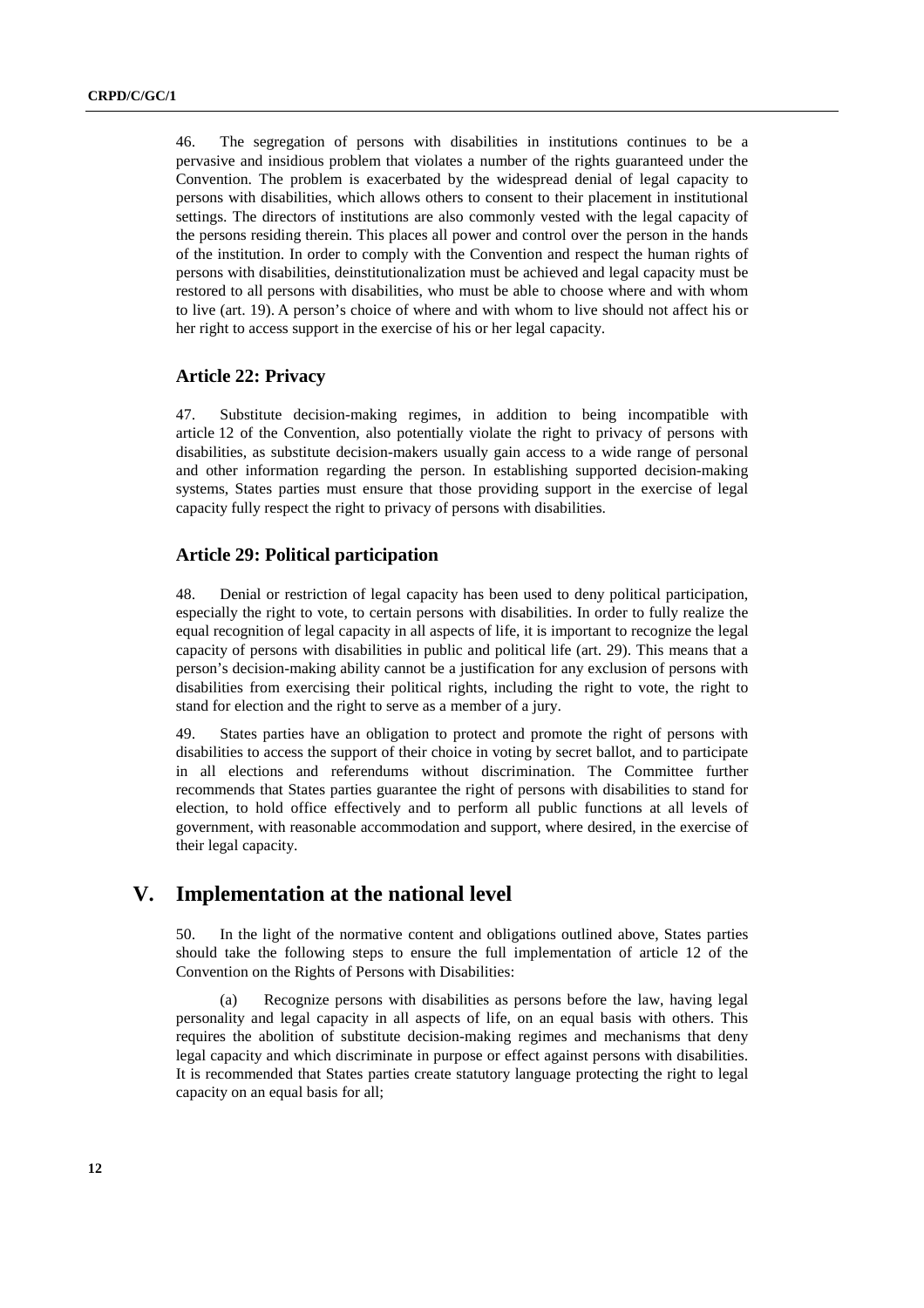46. The segregation of persons with disabilities in institutions continues to be a pervasive and insidious problem that violates a number of the rights guaranteed under the Convention. The problem is exacerbated by the widespread denial of legal capacity to persons with disabilities, which allows others to consent to their placement in institutional settings. The directors of institutions are also commonly vested with the legal capacity of the persons residing therein. This places all power and control over the person in the hands of the institution. In order to comply with the Convention and respect the human rights of persons with disabilities, deinstitutionalization must be achieved and legal capacity must be restored to all persons with disabilities, who must be able to choose where and with whom to live (art. 19). A person's choice of where and with whom to live should not affect his or her right to access support in the exercise of his or her legal capacity.

### Article 22: Privacy

47. Substitute decision-making regimes, in addition to being incompatible with article 12 of the Convention, also potentially violate the right to privacy of persons with disabilities, as substitute decision-makers usually gain access to a wide range of personal and other information regarding the person. In establishing supported decision-making systems, States parties must ensure that those providing support in the exercise of legal capacity fully respect the right to privacy of persons with disabilities.

### Article 29: Political participation

48. Denial or restriction of legal capacity has been used to deny political participation, especially the right to vote, to certain persons with disabilities. In order to fully realize the equal recognition of legal capacity in all aspects of life, it is important to recognize the legal capacity of persons with disabilities in public and political life (art. 29). This means that a person's decision-making ability cannot be a justification for any exclusion of persons with disabilities from exercising their political rights, including the right to vote, the right to stand for election and the right to serve as a member of a jury.

49. States parties have an obligation to protect and promote the right of persons with disabilities to access the support of their choice in voting by secret ballot, and to participate in all elections and referendums without discrimination. The Committee further recommends that States parties guarantee the right of persons with disabilities to stand for election, to hold office effectively and to perform all public functions at all levels of government, with reasonable accommodation and support, where desired, in the exercise of their legal capacity.

## V. Implementation at the national level

50. In the light of the normative content and obligations outlined above, States parties should take the following steps to ensure the full implementation of article 12 of the Convention on the Rights of Persons with Disabilities:

(a) Recognize persons with disabilities as persons before the law, having legal personality and legal capacity in all aspects of life, on an equal basis with others. This requires the abolition of substitute decision-making regimes and mechanisms that deny legal capacity and which discriminate in purpose or effect against persons with disabilities. It is recommended that States parties create statutory language protecting the right to legal capacity on an equal basis for all;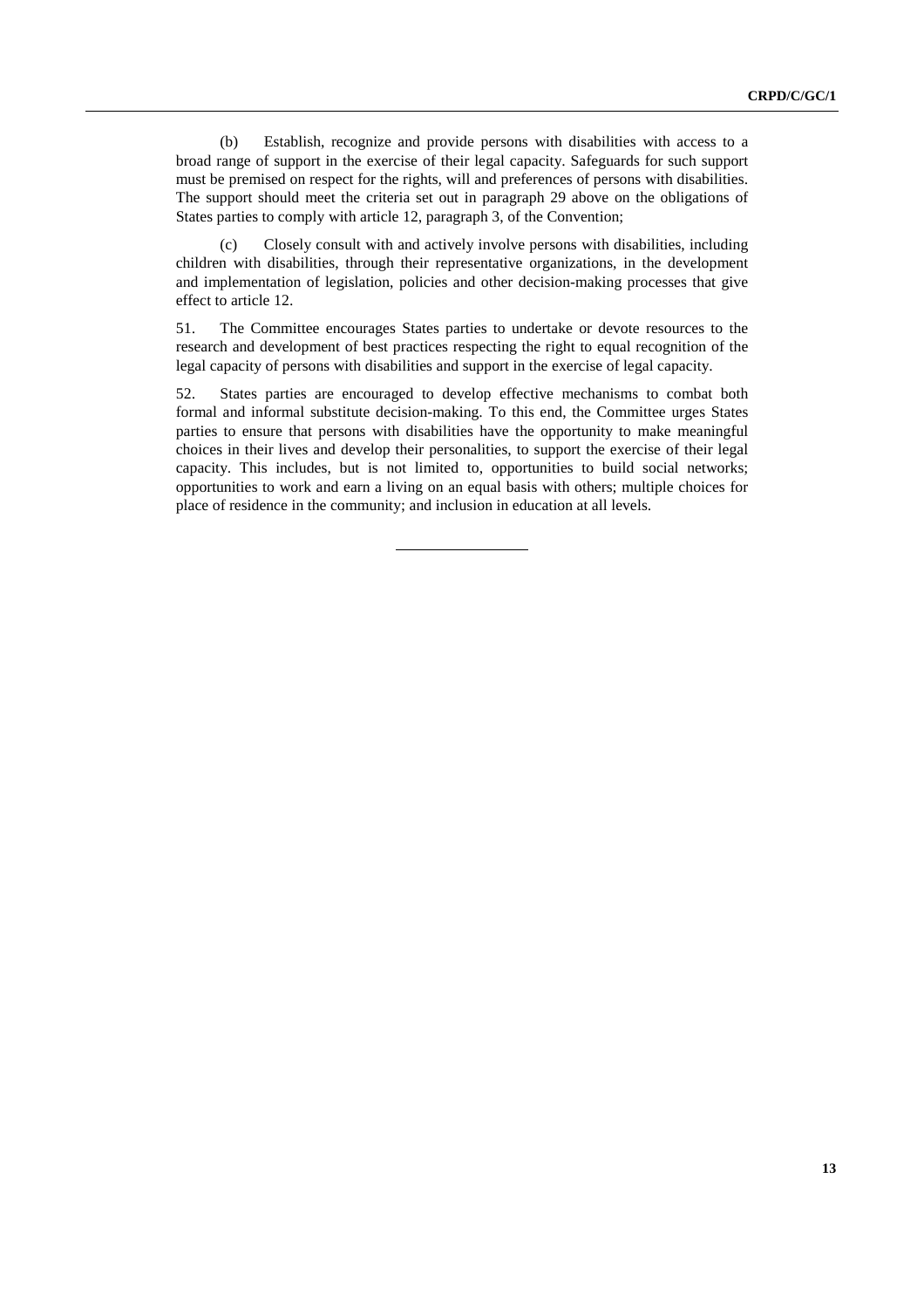(b) Establish, recognize and provide persons with disabilities with access to a broad range of support in the exercise of their legal capacity. Safeguards for such support must be premised on respect for the rights, will and preferences of persons with disabilities. The support should meet the criteria set out in paragraph 29 above on the obligations of States parties to comply with article 12, paragraph 3, of the Convention;

(c) Closely consult with and actively involve persons with disabilities, including children with disabilities, through their representative organizations, in the development and implementation of legislation, policies and other decision-making processes that give effect to article 12.

51. The Committee encourages States parties to undertake or devote resources to the research and development of best practices respecting the right to equal recognition of the legal capacity of persons with disabilities and support in the exercise of legal capacity.

52. States parties are encouraged to develop effective mechanisms to combat both formal and informal substitute decision-making. To this end, the Committee urges States parties to ensure that persons with disabilities have the opportunity to make meaningful choices in their lives and develop their personalities, to support the exercise of their legal capacity. This includes, but is not limited to, opportunities to build social networks; opportunities to work and earn a living on an equal basis with others; multiple choices for place of residence in the community; and inclusion in education at all levels.